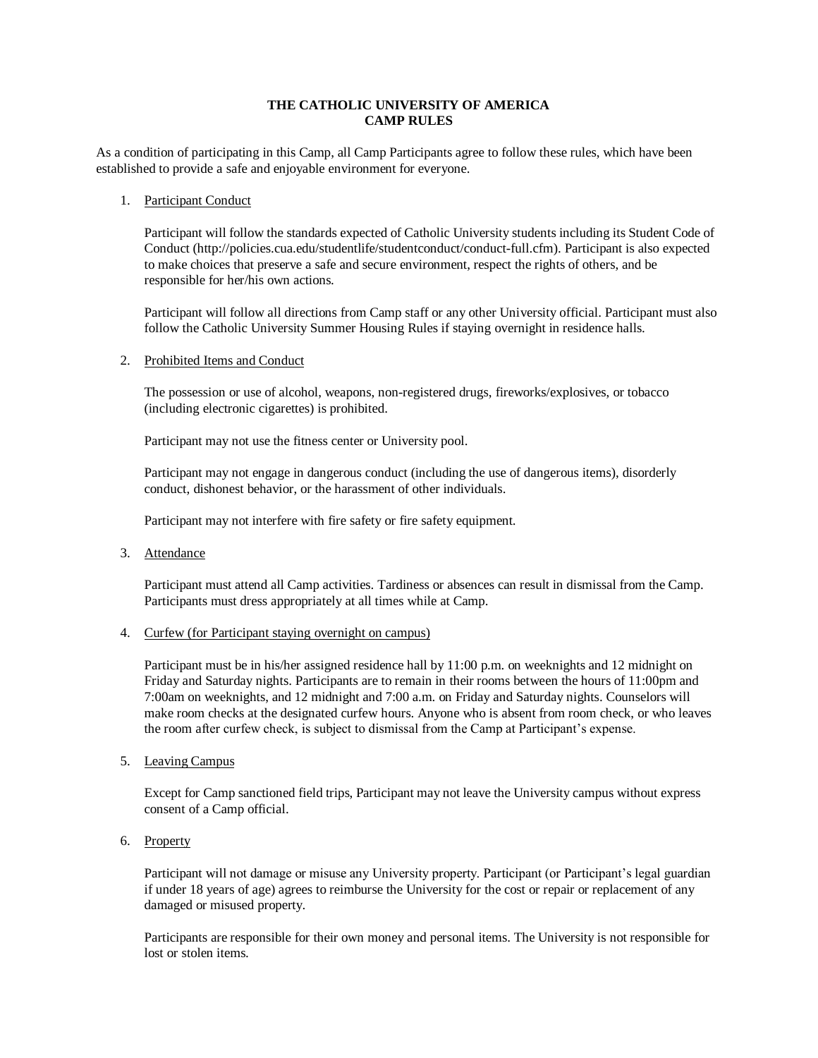# THE CATHOLIC UNIVERSITY OF AMERICA
## CAMP RULES

As a condition of participating in this Camp, all Camp Participants agree to follow these rules, which have been established to provide a safe and enjoyable environment for everyone.

1. Participant Conduct

   Participant will follow the standards expected of Catholic University students including its Student Code of Conduct (http://policies.cua.edu/studentlife/studentconduct/conduct-full.cfm). Participant is also expected to make choices that preserve a safe and secure environment, respect the rights of others, and be responsible for her/his own actions.

   Participant will follow all directions from Camp staff or any other University official. Participant must also follow the Catholic University Summer Housing Rules if staying overnight in residence halls.

2. Prohibited Items and Conduct

   The possession or use of alcohol, weapons, non-registered drugs, fireworks/explosives, or tobacco (including electronic cigarettes) is prohibited.

   Participant may not use the fitness center or University pool.

   Participant may not engage in dangerous conduct (including the use of dangerous items), disorderly conduct, dishonest behavior, or the harassment of other individuals.

   Participant may not interfere with fire safety or fire safety equipment.

3. Attendance

   Participant must attend all Camp activities. Tardiness or absences can result in dismissal from the Camp. Participants must dress appropriately at all times while at Camp.

4. Curfew (for Participant staying overnight on campus)

   Participant must be in his/her assigned residence hall by 11:00 p.m. on weeknights and 12 midnight on Friday and Saturday nights. Participants are to remain in their rooms between the hours of 11:00pm and 7:00am on weeknights, and 12 midnight and 7:00 a.m. on Friday and Saturday nights. Counselors will make room checks at the designated curfew hours. Anyone who is absent from room check, or who leaves the room after curfew check, is subject to dismissal from the Camp at Participant's expense.

5. Leaving Campus

   Except for Camp sanctioned field trips, Participant may not leave the University campus without express consent of a Camp official.

6. Property

   Participant will not damage or misuse any University property. Participant (or Participant's legal guardian if under 18 years of age) agrees to reimburse the University for the cost or repair or replacement of any damaged or misused property.

   Participants are responsible for their own money and personal items. The University is not responsible for lost or stolen items.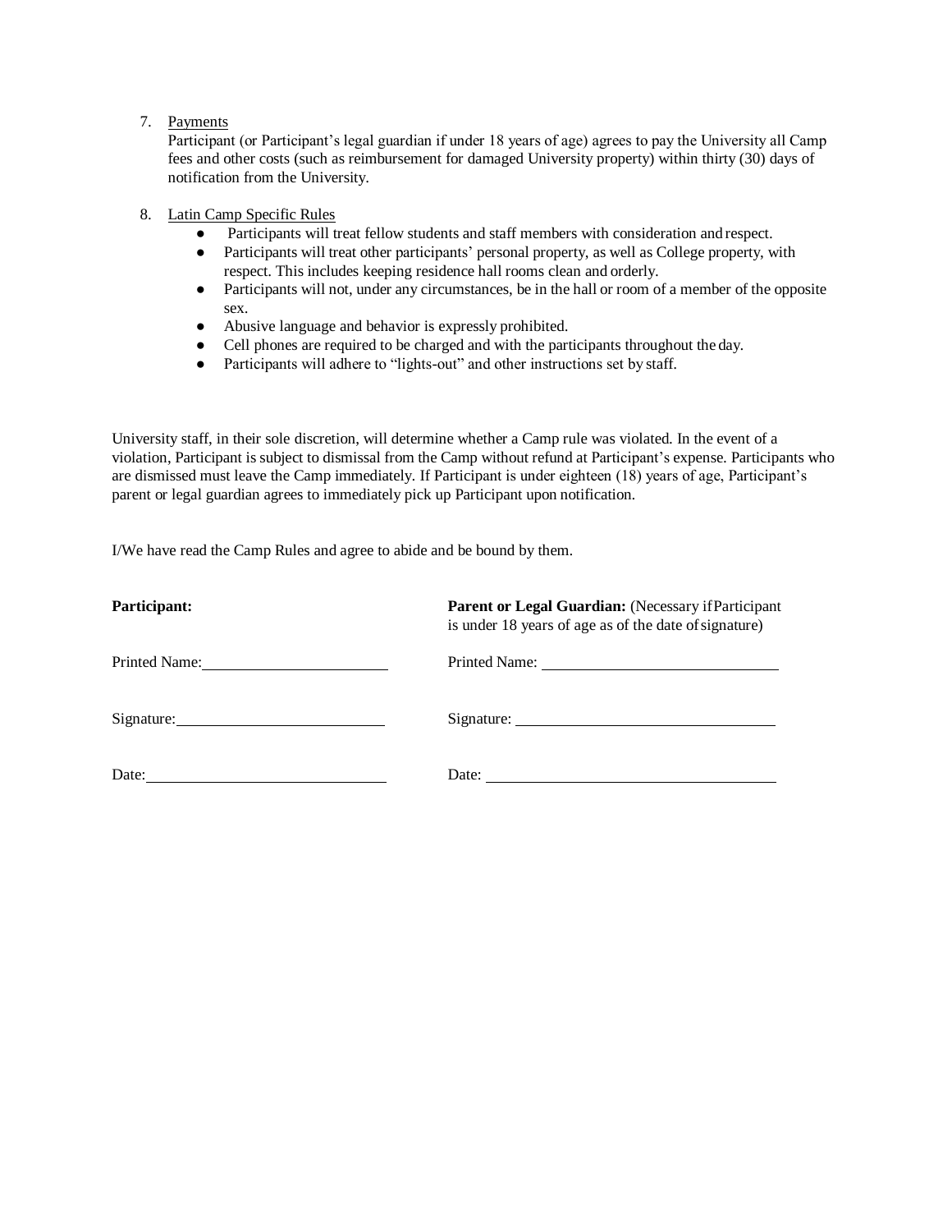7. <u>Payments</u>
   Participant (or Participant's legal guardian if under 18 years of age) agrees to pay the University all Camp fees and other costs (such as reimbursement for damaged University property) within thirty (30) days of notification from the University.

8. <u>Latin Camp Specific Rules</u>
   - Participants will treat fellow students and staff members with consideration and respect.
   - Participants will treat other participants' personal property, as well as College property, with respect. This includes keeping residence hall rooms clean and orderly.
   - Participants will not, under any circumstances, be in the hall or room of a member of the opposite sex.
   - Abusive language and behavior is expressly prohibited.
   - Cell phones are required to be charged and with the participants throughout the day.
   - Participants will adhere to "lights-out" and other instructions set by staff.

University staff, in their sole discretion, will determine whether a Camp rule was violated. In the event of a violation, Participant is subject to dismissal from the Camp without refund at Participant's expense. Participants who are dismissed must leave the Camp immediately. If Participant is under eighteen (18) years of age, Participant's parent or legal guardian agrees to immediately pick up Participant upon notification.

I/We have read the Camp Rules and agree to abide and be bound by them.

**Participant:**

Printed Name: ______________________

Signature: ______________________

Date: ______________________

**Parent or Legal Guardian:** (Necessary if Participant is under 18 years of age as of the date of signature)

Printed Name: ______________________

Signature: ______________________

Date: ______________________